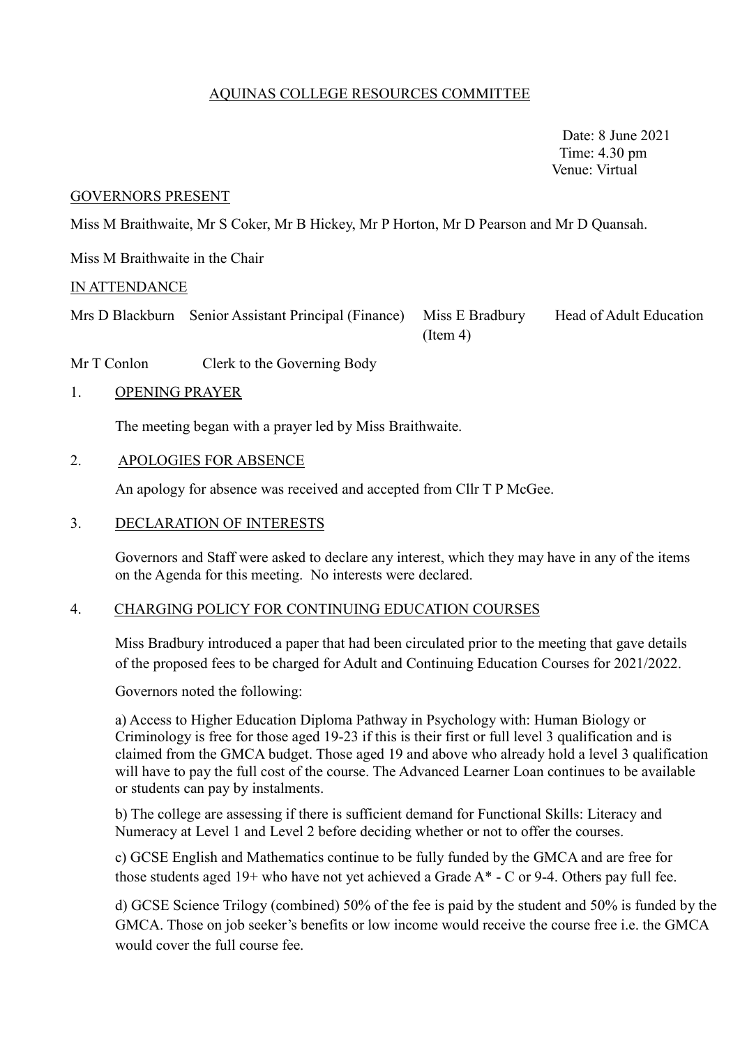# AQUINAS COLLEGE RESOURCES COMMITTEE

Date: 8 June 2021
Time: 4.30 pm
Venue: Virtual

## GOVERNORS PRESENT

Miss M Braithwaite, Mr S Coker, Mr B Hickey, Mr P Horton, Mr D Pearson and Mr D Quansah.

Miss M Braithwaite in the Chair

## IN ATTENDANCE

| | | | |
|---|---|---|---|
| Mrs D Blackburn | Senior Assistant Principal (Finance) | Miss E Bradbury (Item 4) | Head of Adult Education |
| Mr T Conlon | Clerk to the Governing Body | | |

## 1. OPENING PRAYER

The meeting began with a prayer led by Miss Braithwaite.

## 2. APOLOGIES FOR ABSENCE

An apology for absence was received and accepted from Cllr T P McGee.

## 3. DECLARATION OF INTERESTS

Governors and Staff were asked to declare any interest, which they may have in any of the items on the Agenda for this meeting. No interests were declared.

## 4. CHARGING POLICY FOR CONTINUING EDUCATION COURSES

Miss Bradbury introduced a paper that had been circulated prior to the meeting that gave details of the proposed fees to be charged for Adult and Continuing Education Courses for 2021/2022.

Governors noted the following:

a) Access to Higher Education Diploma Pathway in Psychology with: Human Biology or Criminology is free for those aged 19-23 if this is their first or full level 3 qualification and is claimed from the GMCA budget. Those aged 19 and above who already hold a level 3 qualification will have to pay the full cost of the course. The Advanced Learner Loan continues to be available or students can pay by instalments.

b) The college are assessing if there is sufficient demand for Functional Skills: Literacy and Numeracy at Level 1 and Level 2 before deciding whether or not to offer the courses.

c) GCSE English and Mathematics continue to be fully funded by the GMCA and are free for those students aged 19+ who have not yet achieved a Grade A* - C or 9-4. Others pay full fee.

d) GCSE Science Trilogy (combined) 50% of the fee is paid by the student and 50% is funded by the GMCA. Those on job seeker's benefits or low income would receive the course free i.e. the GMCA would cover the full course fee.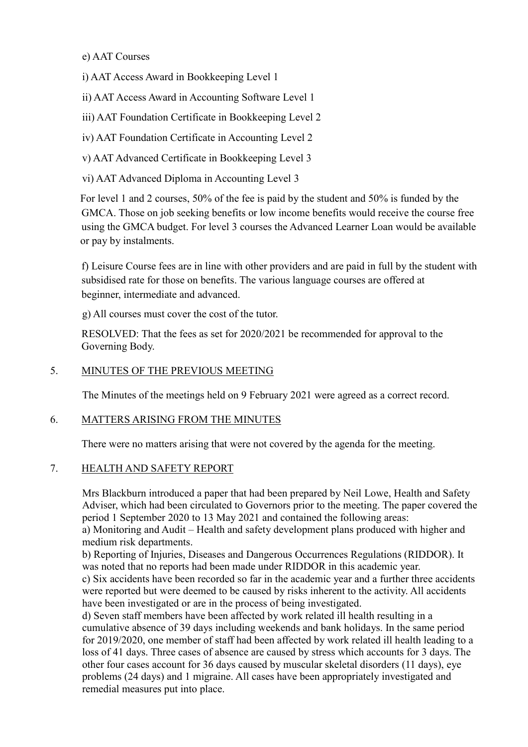e) AAT Courses

i) AAT Access Award in Bookkeeping Level 1

ii) AAT Access Award in Accounting Software Level 1

iii) AAT Foundation Certificate in Bookkeeping Level 2

iv) AAT Foundation Certificate in Accounting Level 2

v) AAT Advanced Certificate in Bookkeeping Level 3

vi) AAT Advanced Diploma in Accounting Level 3

For level 1 and 2 courses, 50% of the fee is paid by the student and 50% is funded by the GMCA. Those on job seeking benefits or low income benefits would receive the course free using the GMCA budget. For level 3 courses the Advanced Learner Loan would be available or pay by instalments.

f) Leisure Course fees are in line with other providers and are paid in full by the student with subsidised rate for those on benefits. The various language courses are offered at beginner, intermediate and advanced.

g) All courses must cover the cost of the tutor.

RESOLVED: That the fees as set for 2020/2021 be recommended for approval to the Governing Body.

## 5. MINUTES OF THE PREVIOUS MEETING

The Minutes of the meetings held on 9 February 2021 were agreed as a correct record.

## 6. MATTERS ARISING FROM THE MINUTES

There were no matters arising that were not covered by the agenda for the meeting.

## 7. HEALTH AND SAFETY REPORT

Mrs Blackburn introduced a paper that had been prepared by Neil Lowe, Health and Safety Adviser, which had been circulated to Governors prior to the meeting. The paper covered the period 1 September 2020 to 13 May 2021 and contained the following areas:

a) Monitoring and Audit – Health and safety development plans produced with higher and medium risk departments.

b) Reporting of Injuries, Diseases and Dangerous Occurrences Regulations (RIDDOR). It was noted that no reports had been made under RIDDOR in this academic year.

c) Six accidents have been recorded so far in the academic year and a further three accidents were reported but were deemed to be caused by risks inherent to the activity. All accidents have been investigated or are in the process of being investigated.

d) Seven staff members have been affected by work related ill health resulting in a cumulative absence of 39 days including weekends and bank holidays. In the same period for 2019/2020, one member of staff had been affected by work related ill health leading to a loss of 41 days. Three cases of absence are caused by stress which accounts for 3 days. The other four cases account for 36 days caused by muscular skeletal disorders (11 days), eye problems (24 days) and 1 migraine. All cases have been appropriately investigated and remedial measures put into place.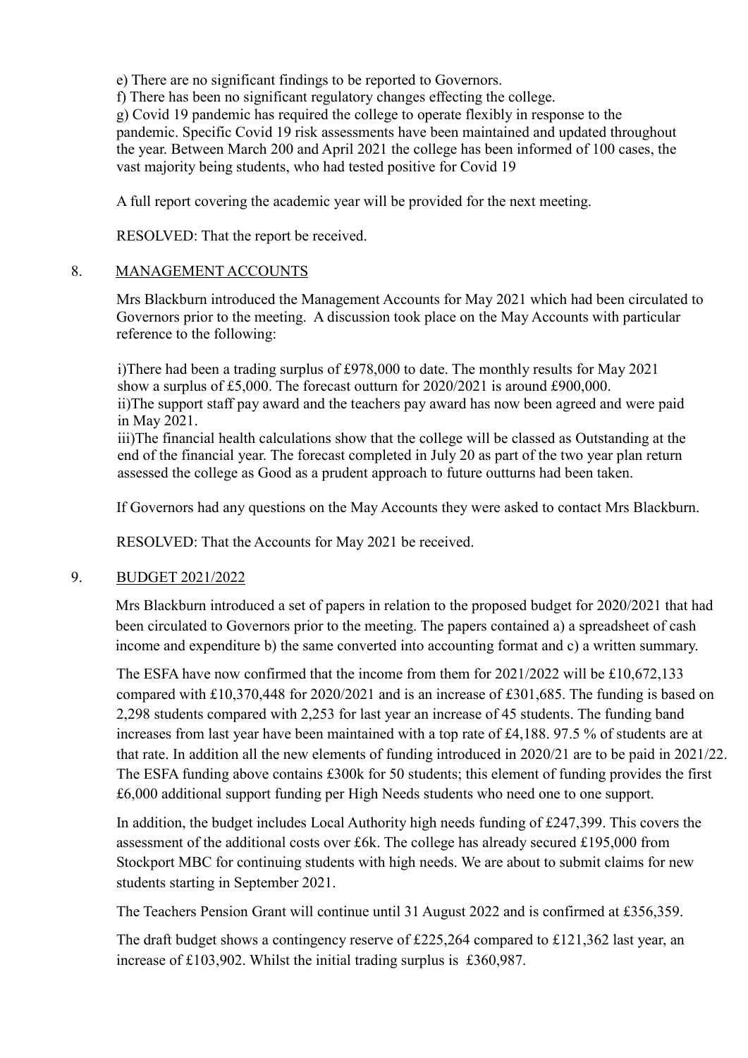e) There are no significant findings to be reported to Governors.

f) There has been no significant regulatory changes effecting the college.

g) Covid 19 pandemic has required the college to operate flexibly in response to the pandemic. Specific Covid 19 risk assessments have been maintained and updated throughout the year. Between March 200 and April 2021 the college has been informed of 100 cases, the vast majority being students, who had tested positive for Covid 19

A full report covering the academic year will be provided for the next meeting.

RESOLVED: That the report be received.

## 8. MANAGEMENT ACCOUNTS

Mrs Blackburn introduced the Management Accounts for May 2021 which had been circulated to Governors prior to the meeting. A discussion took place on the May Accounts with particular reference to the following:

i)There had been a trading surplus of £978,000 to date. The monthly results for May 2021 show a surplus of £5,000. The forecast outturn for 2020/2021 is around £900,000.

ii)The support staff pay award and the teachers pay award has now been agreed and were paid in May 2021.

iii)The financial health calculations show that the college will be classed as Outstanding at the end of the financial year. The forecast completed in July 20 as part of the two year plan return assessed the college as Good as a prudent approach to future outturns had been taken.

If Governors had any questions on the May Accounts they were asked to contact Mrs Blackburn.

RESOLVED: That the Accounts for May 2021 be received.

## 9. BUDGET 2021/2022

Mrs Blackburn introduced a set of papers in relation to the proposed budget for 2020/2021 that had been circulated to Governors prior to the meeting. The papers contained a) a spreadsheet of cash income and expenditure b) the same converted into accounting format and c) a written summary.

The ESFA have now confirmed that the income from them for 2021/2022 will be £10,672,133 compared with £10,370,448 for 2020/2021 and is an increase of £301,685. The funding is based on 2,298 students compared with 2,253 for last year an increase of 45 students. The funding band increases from last year have been maintained with a top rate of £4,188. 97.5 % of students are at that rate. In addition all the new elements of funding introduced in 2020/21 are to be paid in 2021/22. The ESFA funding above contains £300k for 50 students; this element of funding provides the first £6,000 additional support funding per High Needs students who need one to one support.

In addition, the budget includes Local Authority high needs funding of £247,399. This covers the assessment of the additional costs over £6k. The college has already secured £195,000 from Stockport MBC for continuing students with high needs. We are about to submit claims for new students starting in September 2021.

The Teachers Pension Grant will continue until 31 August 2022 and is confirmed at £356,359.

The draft budget shows a contingency reserve of £225,264 compared to £121,362 last year, an increase of £103,902. Whilst the initial trading surplus is £360,987.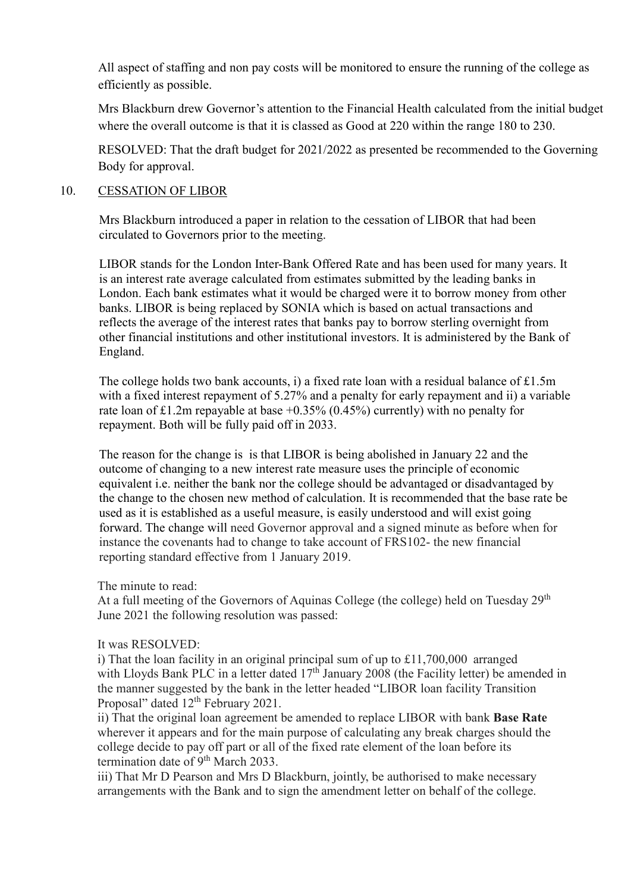All aspect of staffing and non pay costs will be monitored to ensure the running of the college as efficiently as possible.

Mrs Blackburn drew Governor's attention to the Financial Health calculated from the initial budget where the overall outcome is that it is classed as Good at 220 within the range 180 to 230.

RESOLVED: That the draft budget for 2021/2022 as presented be recommended to the Governing Body for approval.

10. CESSATION OF LIBOR

Mrs Blackburn introduced a paper in relation to the cessation of LIBOR that had been circulated to Governors prior to the meeting.

LIBOR stands for the London Inter-Bank Offered Rate and has been used for many years. It is an interest rate average calculated from estimates submitted by the leading banks in London. Each bank estimates what it would be charged were it to borrow money from other banks. LIBOR is being replaced by SONIA which is based on actual transactions and reflects the average of the interest rates that banks pay to borrow sterling overnight from other financial institutions and other institutional investors. It is administered by the Bank of England.

The college holds two bank accounts, i) a fixed rate loan with a residual balance of £1.5m with a fixed interest repayment of 5.27% and a penalty for early repayment and ii) a variable rate loan of £1.2m repayable at base +0.35% (0.45%) currently) with no penalty for repayment. Both will be fully paid off in 2033.

The reason for the change is is that LIBOR is being abolished in January 22 and the outcome of changing to a new interest rate measure uses the principle of economic equivalent i.e. neither the bank nor the college should be advantaged or disadvantaged by the change to the chosen new method of calculation. It is recommended that the base rate be used as it is established as a useful measure, is easily understood and will exist going forward. The change will need Governor approval and a signed minute as before when for instance the covenants had to change to take account of FRS102- the new financial reporting standard effective from 1 January 2019.

The minute to read:
At a full meeting of the Governors of Aquinas College (the college) held on Tuesday 29th June 2021 the following resolution was passed:

It was RESOLVED:
i) That the loan facility in an original principal sum of up to £11,700,000 arranged with Lloyds Bank PLC in a letter dated 17th January 2008 (the Facility letter) be amended in the manner suggested by the bank in the letter headed "LIBOR loan facility Transition Proposal" dated 12th February 2021.
ii) That the original loan agreement be amended to replace LIBOR with bank **Base Rate** wherever it appears and for the main purpose of calculating any break charges should the college decide to pay off part or all of the fixed rate element of the loan before its termination date of 9th March 2033.
iii) That Mr D Pearson and Mrs D Blackburn, jointly, be authorised to make necessary arrangements with the Bank and to sign the amendment letter on behalf of the college.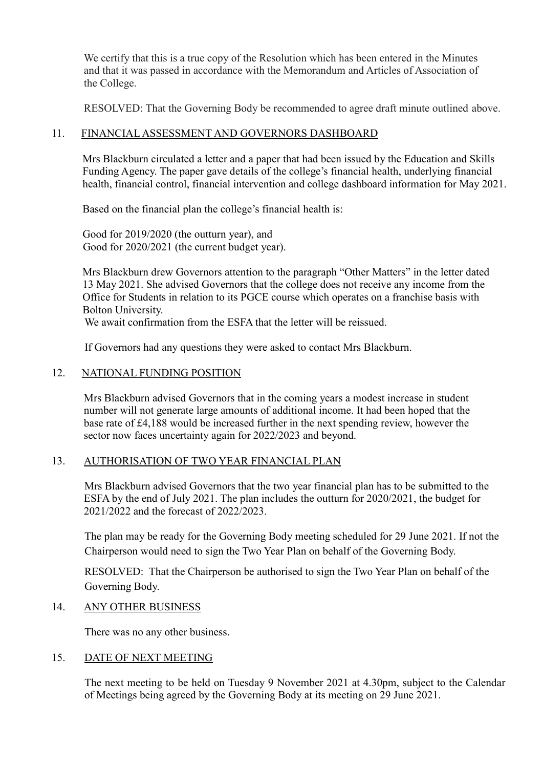We certify that this is a true copy of the Resolution which has been entered in the Minutes and that it was passed in accordance with the Memorandum and Articles of Association of the College.

RESOLVED: That the Governing Body be recommended to agree draft minute outlined above.

11. <u>FINANCIAL ASSESSMENT AND GOVERNORS DASHBOARD</u>

Mrs Blackburn circulated a letter and a paper that had been issued by the Education and Skills Funding Agency. The paper gave details of the college's financial health, underlying financial health, financial control, financial intervention and college dashboard information for May 2021.

Based on the financial plan the college's financial health is:

Good for 2019/2020 (the outturn year), and
Good for 2020/2021 (the current budget year).

Mrs Blackburn drew Governors attention to the paragraph "Other Matters" in the letter dated 13 May 2021. She advised Governors that the college does not receive any income from the Office for Students in relation to its PGCE course which operates on a franchise basis with Bolton University.
We await confirmation from the ESFA that the letter will be reissued.

If Governors had any questions they were asked to contact Mrs Blackburn.

12. <u>NATIONAL FUNDING POSITION</u>

Mrs Blackburn advised Governors that in the coming years a modest increase in student number will not generate large amounts of additional income. It had been hoped that the base rate of £4,188 would be increased further in the next spending review, however the sector now faces uncertainty again for 2022/2023 and beyond.

13. <u>AUTHORISATION OF TWO YEAR FINANCIAL PLAN</u>

Mrs Blackburn advised Governors that the two year financial plan has to be submitted to the ESFA by the end of July 2021. The plan includes the outturn for 2020/2021, the budget for 2021/2022 and the forecast of 2022/2023.

The plan may be ready for the Governing Body meeting scheduled for 29 June 2021. If not the Chairperson would need to sign the Two Year Plan on behalf of the Governing Body.

RESOLVED: That the Chairperson be authorised to sign the Two Year Plan on behalf of the Governing Body.

14. <u>ANY OTHER BUSINESS</u>

There was no any other business.

15. <u>DATE OF NEXT MEETING</u>

The next meeting to be held on Tuesday 9 November 2021 at 4.30pm, subject to the Calendar of Meetings being agreed by the Governing Body at its meeting on 29 June 2021.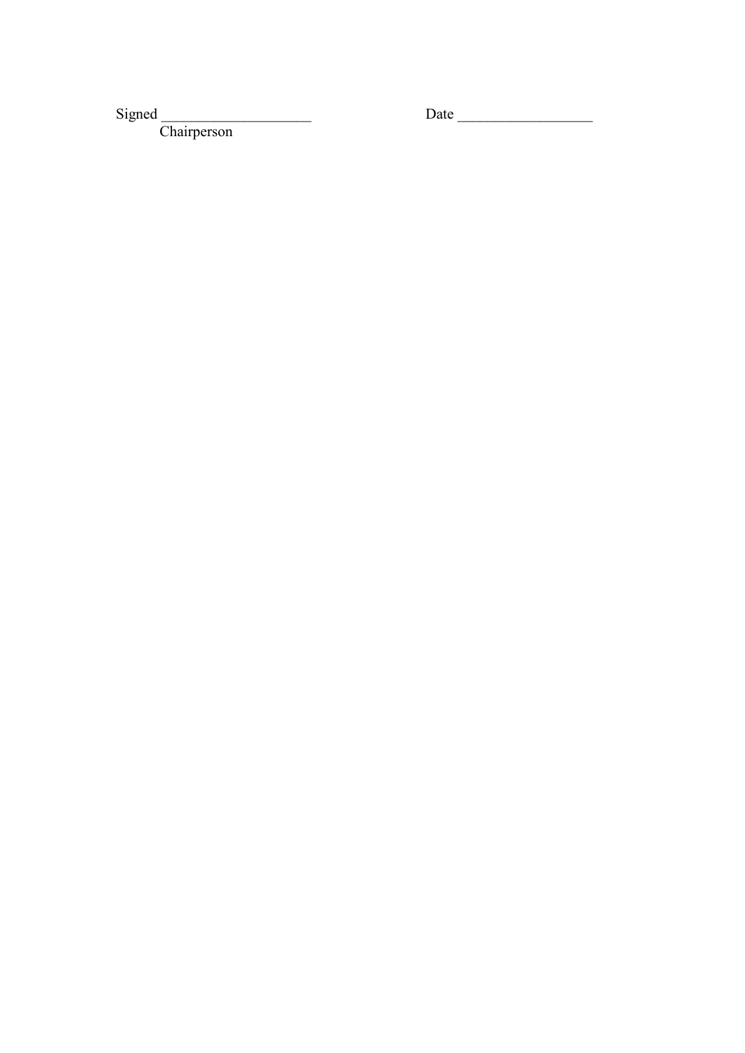Signed ____________________ Date __________________

Chairperson